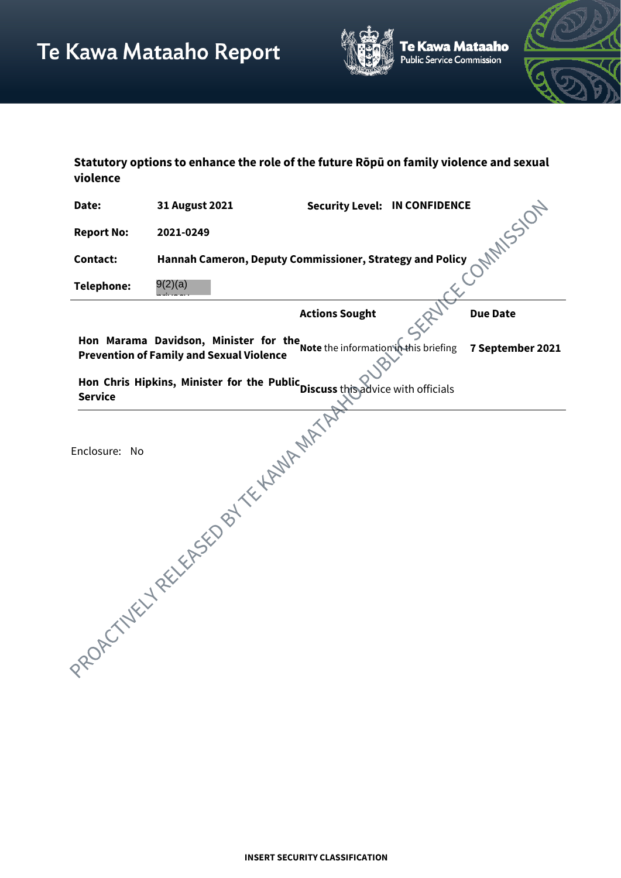# Te Kawa Mataaho Report

Te Kawa Mataaho
Public Service Commission

**Statutory options to enhance the role of the future Rōpū on family violence and sexual violence**

| | | | |
|---|---|---|---|
| **Date:** | **31 August 2021** | **Security Level:** | **IN CONFIDENCE** |
| **Report No:** | **2021-0249** | | |
| **Contact:** | **Hannah Cameron, Deputy Commissioner, Strategy and Policy** | | |
| **Telephone:** | 9(2)(a) | | |

| | Actions Sought | Due Date |
|---|---|---|
| **Hon Marama Davidson, Minister for the Prevention of Family and Sexual Violence** | **Note** the information in this briefing | **7 September 2021** |
| **Hon Chris Hipkins, Minister for the Public Service** | **Discuss** this advice with officials | |

Enclosure: No

PROACTIVELY RELEASED BY TE KAWA MATAAHO PUBLIC SERVICE COMMISSION

INSERT SECURITY CLASSIFICATION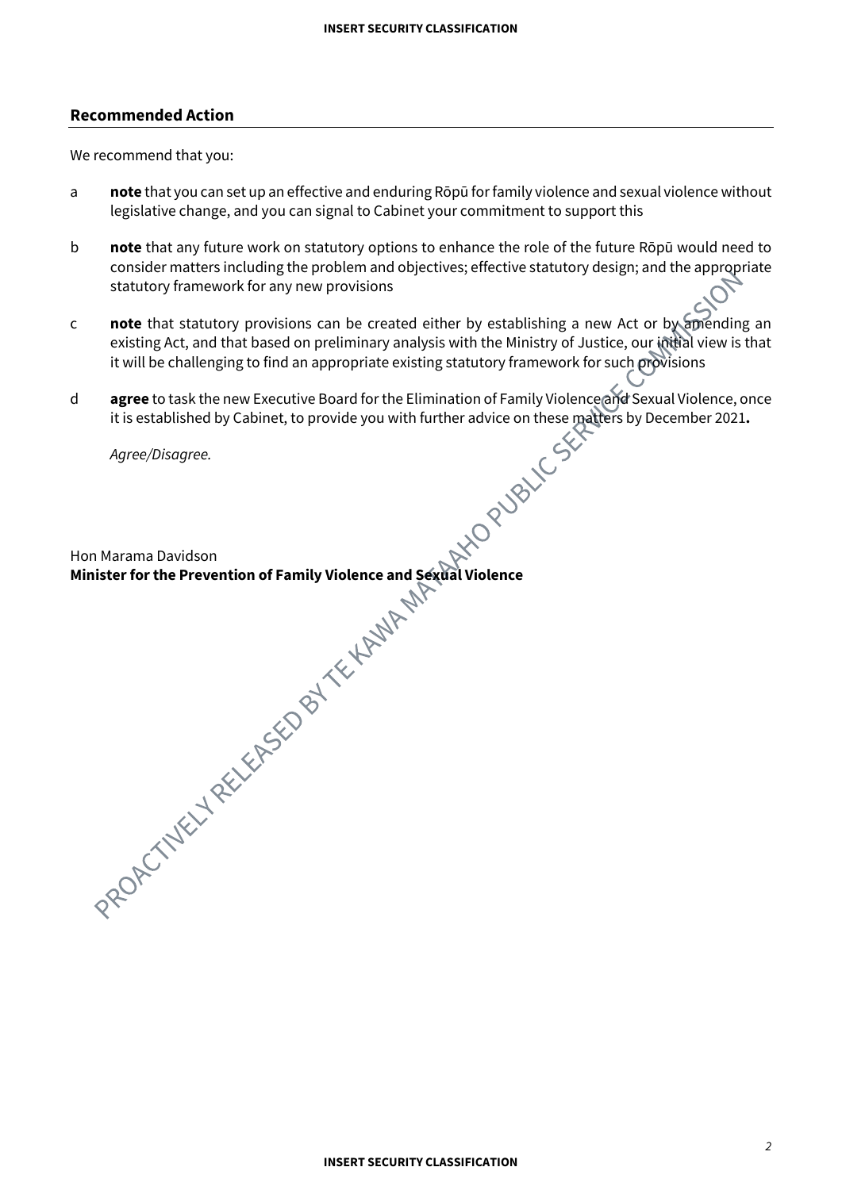## Recommended Action

We recommend that you:

a **note** that you can set up an effective and enduring Rōpū for family violence and sexual violence without legislative change, and you can signal to Cabinet your commitment to support this

b **note** that any future work on statutory options to enhance the role of the future Rōpū would need to consider matters including the problem and objectives; effective statutory design; and the appropriate statutory framework for any new provisions

c **note** that statutory provisions can be created either by establishing a new Act or by amending an existing Act, and that based on preliminary analysis with the Ministry of Justice, our initial view is that it will be challenging to find an appropriate existing statutory framework for such provisions

d **agree** to task the new Executive Board for the Elimination of Family Violence and Sexual Violence, once it is established by Cabinet, to provide you with further advice on these matters by December 2021**.**

*Agree/Disagree.*

Hon Marama Davidson
**Minister for the Prevention of Family Violence and Sexual Violence**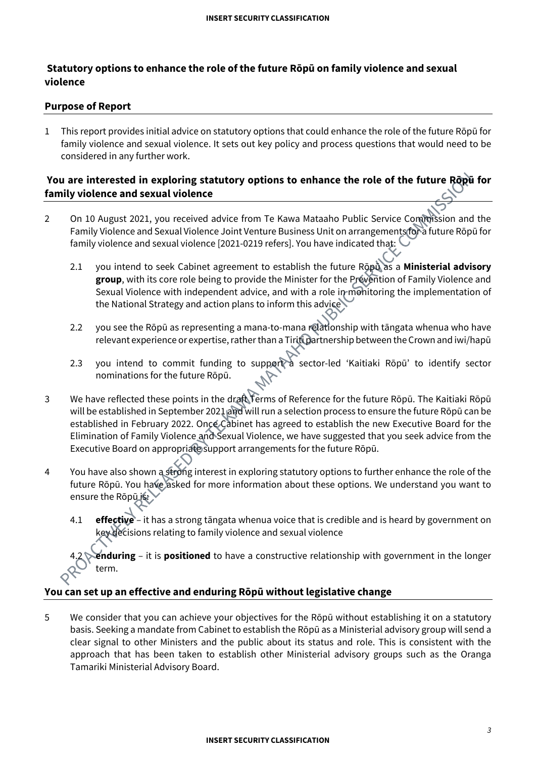## Statutory options to enhance the role of the future Rōpū on family violence and sexual violence

### Purpose of Report

1 This report provides initial advice on statutory options that could enhance the role of the future Rōpū for family violence and sexual violence. It sets out key policy and process questions that would need to be considered in any further work.

### You are interested in exploring statutory options to enhance the role of the future Rōpū for family violence and sexual violence

2 On 10 August 2021, you received advice from Te Kawa Mataaho Public Service Commission and the Family Violence and Sexual Violence Joint Venture Business Unit on arrangements for a future Rōpū for family violence and sexual violence [2021-0219 refers]. You have indicated that:

2.1 you intend to seek Cabinet agreement to establish the future Rōpū as a **Ministerial advisory group**, with its core role being to provide the Minister for the Prevention of Family Violence and Sexual Violence with independent advice, and with a role in monitoring the implementation of the National Strategy and action plans to inform this advice

2.2 you see the Rōpū as representing a mana-to-mana relationship with tāngata whenua who have relevant experience or expertise, rather than a Tiriti partnership between the Crown and iwi/hapū

2.3 you intend to commit funding to support a sector-led 'Kaitiaki Rōpū' to identify sector nominations for the future Rōpū.

3 We have reflected these points in the draft Terms of Reference for the future Rōpū. The Kaitiaki Rōpū will be established in September 2021 and will run a selection process to ensure the future Rōpū can be established in February 2022. Once Cabinet has agreed to establish the new Executive Board for the Elimination of Family Violence and Sexual Violence, we have suggested that you seek advice from the Executive Board on appropriate support arrangements for the future Rōpū.

4 You have also shown a strong interest in exploring statutory options to further enhance the role of the future Rōpū. You have asked for more information about these options. We understand you want to ensure the Rōpū is:

4.1 **effective** – it has a strong tāngata whenua voice that is credible and is heard by government on key decisions relating to family violence and sexual violence

4.2 **enduring** – it is **positioned** to have a constructive relationship with government in the longer term.

### You can set up an effective and enduring Rōpū without legislative change

5 We consider that you can achieve your objectives for the Rōpū without establishing it on a statutory basis. Seeking a mandate from Cabinet to establish the Rōpū as a Ministerial advisory group will send a clear signal to other Ministers and the public about its status and role. This is consistent with the approach that has been taken to establish other Ministerial advisory groups such as the Oranga Tamariki Ministerial Advisory Board.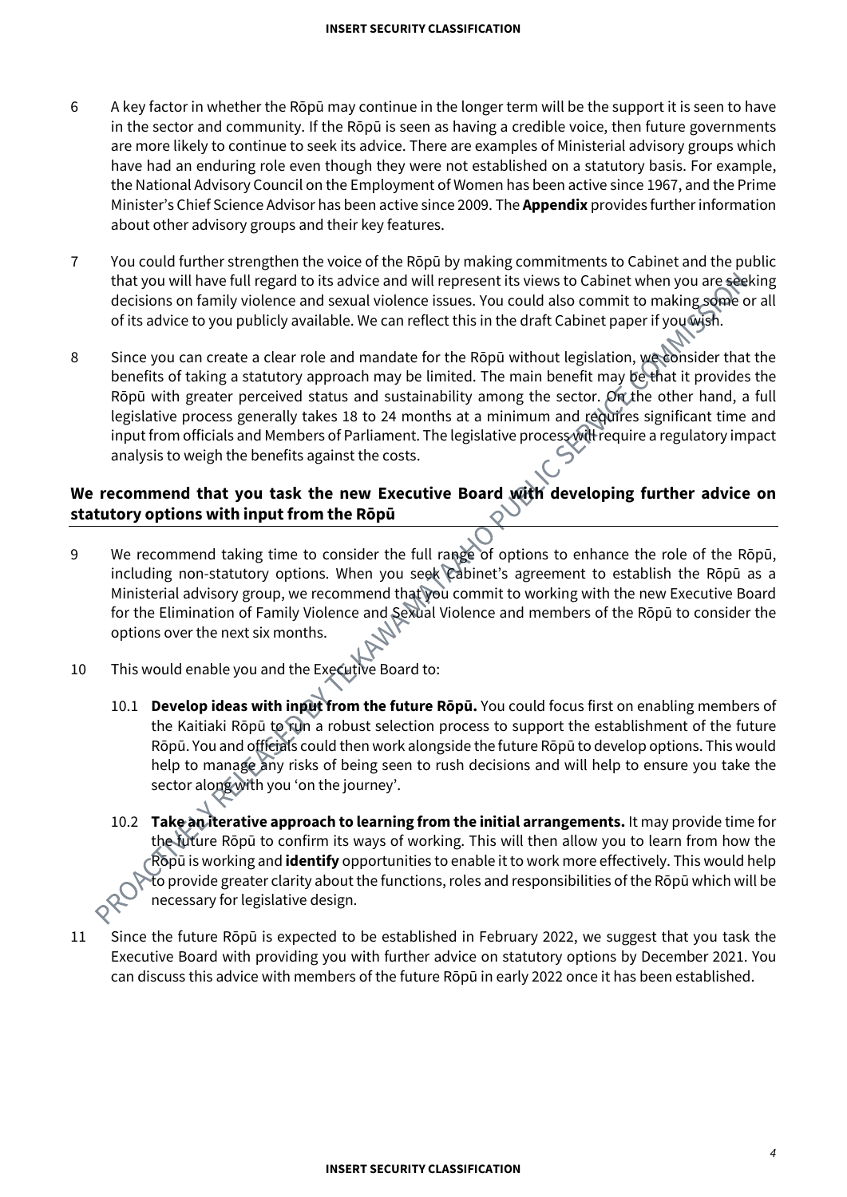6 A key factor in whether the Rōpū may continue in the longer term will be the support it is seen to have in the sector and community. If the Rōpū is seen as having a credible voice, then future governments are more likely to continue to seek its advice. There are examples of Ministerial advisory groups which have had an enduring role even though they were not established on a statutory basis. For example, the National Advisory Council on the Employment of Women has been active since 1967, and the Prime Minister's Chief Science Advisor has been active since 2009. The **Appendix** provides further information about other advisory groups and their key features.

7 You could further strengthen the voice of the Rōpū by making commitments to Cabinet and the public that you will have full regard to its advice and will represent its views to Cabinet when you are seeking decisions on family violence and sexual violence issues. You could also commit to making some or all of its advice to you publicly available. We can reflect this in the draft Cabinet paper if you wish.

8 Since you can create a clear role and mandate for the Rōpū without legislation, we consider that the benefits of taking a statutory approach may be limited. The main benefit may be that it provides the Rōpū with greater perceived status and sustainability among the sector. On the other hand, a full legislative process generally takes 18 to 24 months at a minimum and requires significant time and input from officials and Members of Parliament. The legislative process will require a regulatory impact analysis to weigh the benefits against the costs.

## We recommend that you task the new Executive Board with developing further advice on statutory options with input from the Rōpū

9 We recommend taking time to consider the full range of options to enhance the role of the Rōpū, including non-statutory options. When you seek Cabinet's agreement to establish the Rōpū as a Ministerial advisory group, we recommend that you commit to working with the new Executive Board for the Elimination of Family Violence and Sexual Violence and members of the Rōpū to consider the options over the next six months.

10 This would enable you and the Executive Board to:

10.1 **Develop ideas with input from the future Rōpū.** You could focus first on enabling members of the Kaitiaki Rōpū to run a robust selection process to support the establishment of the future Rōpū. You and officials could then work alongside the future Rōpū to develop options. This would help to manage any risks of being seen to rush decisions and will help to ensure you take the sector along with you 'on the journey'.

10.2 **Take an iterative approach to learning from the initial arrangements.** It may provide time for the future Rōpū to confirm its ways of working. This will then allow you to learn from how the Rōpū is working and **identify** opportunities to enable it to work more effectively. This would help to provide greater clarity about the functions, roles and responsibilities of the Rōpū which will be necessary for legislative design.

11 Since the future Rōpū is expected to be established in February 2022, we suggest that you task the Executive Board with providing you with further advice on statutory options by December 2021. You can discuss this advice with members of the future Rōpū in early 2022 once it has been established.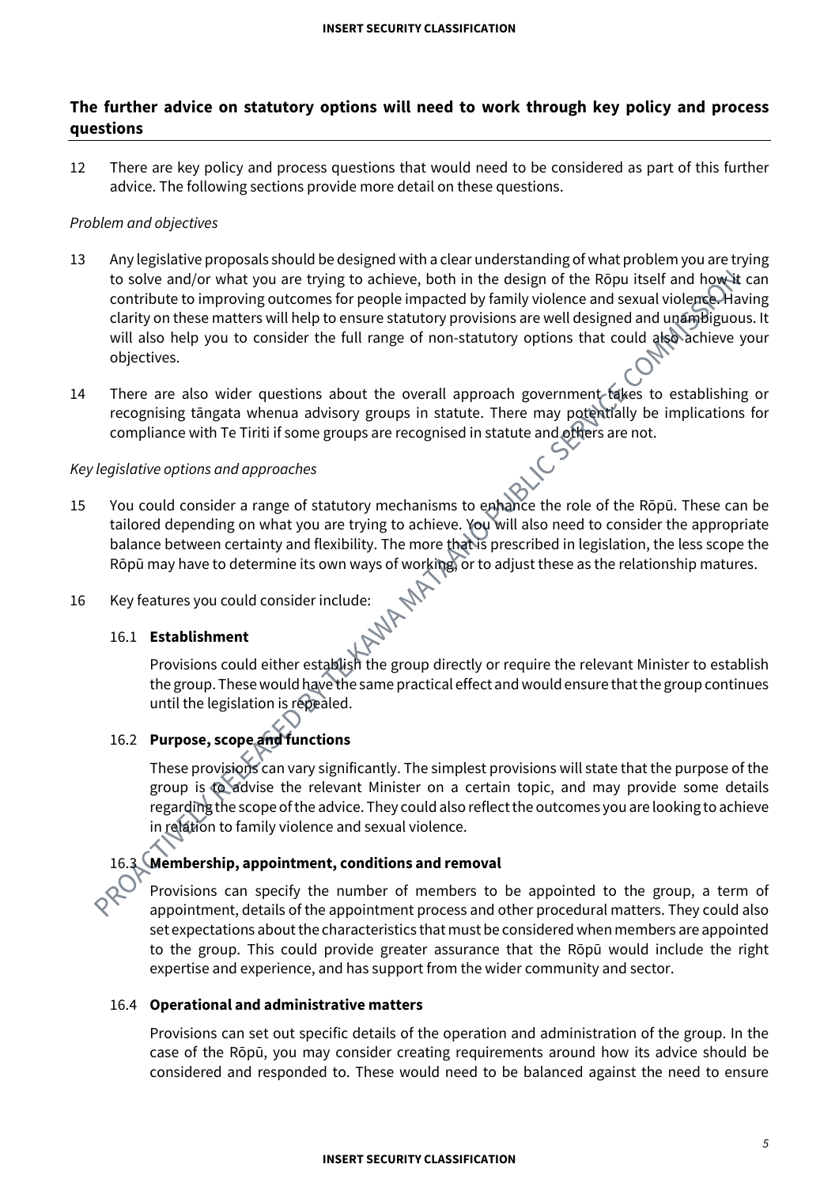## The further advice on statutory options will need to work through key policy and process questions

12 There are key policy and process questions that would need to be considered as part of this further advice. The following sections provide more detail on these questions.

*Problem and objectives*

13 Any legislative proposals should be designed with a clear understanding of what problem you are trying to solve and/or what you are trying to achieve, both in the design of the Rōpu itself and how it can contribute to improving outcomes for people impacted by family violence and sexual violence. Having clarity on these matters will help to ensure statutory provisions are well designed and unambiguous. It will also help you to consider the full range of non-statutory options that could also achieve your objectives.

14 There are also wider questions about the overall approach government takes to establishing or recognising tāngata whenua advisory groups in statute. There may potentially be implications for compliance with Te Tiriti if some groups are recognised in statute and others are not.

*Key legislative options and approaches*

15 You could consider a range of statutory mechanisms to enhance the role of the Rōpū. These can be tailored depending on what you are trying to achieve. You will also need to consider the appropriate balance between certainty and flexibility. The more that is prescribed in legislation, the less scope the Rōpū may have to determine its own ways of working, or to adjust these as the relationship matures.

16 Key features you could consider include:

16.1 **Establishment**

Provisions could either establish the group directly or require the relevant Minister to establish the group. These would have the same practical effect and would ensure that the group continues until the legislation is repealed.

16.2 **Purpose, scope and functions**

These provisions can vary significantly. The simplest provisions will state that the purpose of the group is to advise the relevant Minister on a certain topic, and may provide some details regarding the scope of the advice. They could also reflect the outcomes you are looking to achieve in relation to family violence and sexual violence.

16.3 **Membership, appointment, conditions and removal**

Provisions can specify the number of members to be appointed to the group, a term of appointment, details of the appointment process and other procedural matters. They could also set expectations about the characteristics that must be considered when members are appointed to the group. This could provide greater assurance that the Rōpū would include the right expertise and experience, and has support from the wider community and sector.

16.4 **Operational and administrative matters**

Provisions can set out specific details of the operation and administration of the group. In the case of the Rōpū, you may consider creating requirements around how its advice should be considered and responded to. These would need to be balanced against the need to ensure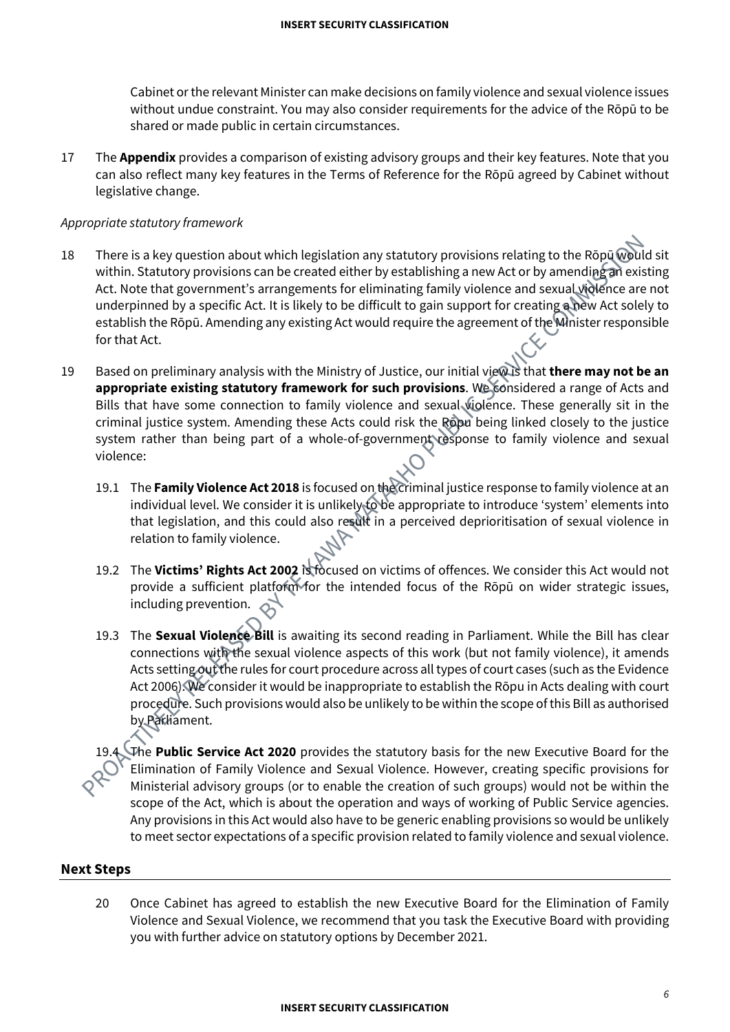Cabinet or the relevant Minister can make decisions on family violence and sexual violence issues without undue constraint. You may also consider requirements for the advice of the Rōpū to be shared or made public in certain circumstances.

17 The **Appendix** provides a comparison of existing advisory groups and their key features. Note that you can also reflect many key features in the Terms of Reference for the Rōpū agreed by Cabinet without legislative change.

*Appropriate statutory framework*

18 There is a key question about which legislation any statutory provisions relating to the Rōpū would sit within. Statutory provisions can be created either by establishing a new Act or by amending an existing Act. Note that government's arrangements for eliminating family violence and sexual violence are not underpinned by a specific Act. It is likely to be difficult to gain support for creating a new Act solely to establish the Rōpū. Amending any existing Act would require the agreement of the Minister responsible for that Act.

19 Based on preliminary analysis with the Ministry of Justice, our initial view is that **there may not be an appropriate existing statutory framework for such provisions**. We considered a range of Acts and Bills that have some connection to family violence and sexual violence. These generally sit in the criminal justice system. Amending these Acts could risk the Rōpū being linked closely to the justice system rather than being part of a whole-of-government response to family violence and sexual violence:

19.1 The **Family Violence Act 2018** is focused on the criminal justice response to family violence at an individual level. We consider it is unlikely to be appropriate to introduce 'system' elements into that legislation, and this could also result in a perceived deprioritisation of sexual violence in relation to family violence.

19.2 The **Victims' Rights Act 2002** is focused on victims of offences. We consider this Act would not provide a sufficient platform for the intended focus of the Rōpū on wider strategic issues, including prevention.

19.3 The **Sexual Violence Bill** is awaiting its second reading in Parliament. While the Bill has clear connections with the sexual violence aspects of this work (but not family violence), it amends Acts setting out the rules for court procedure across all types of court cases (such as the Evidence Act 2006). We consider it would be inappropriate to establish the Rōpu in Acts dealing with court procedure. Such provisions would also be unlikely to be within the scope of this Bill as authorised by Parliament.

19.4 The **Public Service Act 2020** provides the statutory basis for the new Executive Board for the Elimination of Family Violence and Sexual Violence. However, creating specific provisions for Ministerial advisory groups (or to enable the creation of such groups) would not be within the scope of the Act, which is about the operation and ways of working of Public Service agencies. Any provisions in this Act would also have to be generic enabling provisions so would be unlikely to meet sector expectations of a specific provision related to family violence and sexual violence.

## Next Steps

20 Once Cabinet has agreed to establish the new Executive Board for the Elimination of Family Violence and Sexual Violence, we recommend that you task the Executive Board with providing you with further advice on statutory options by December 2021.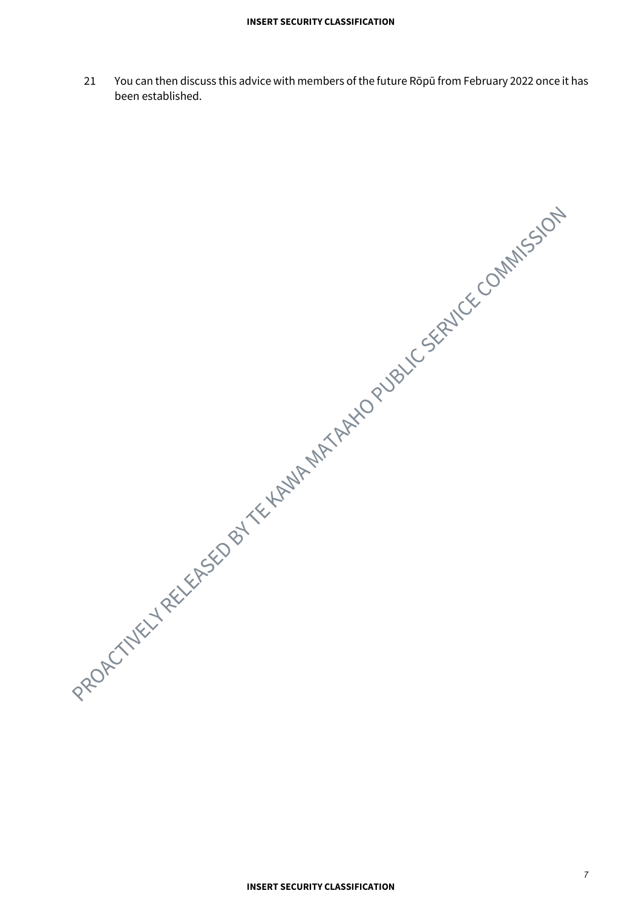21 You can then discuss this advice with members of the future Rōpū from February 2022 once it has been established.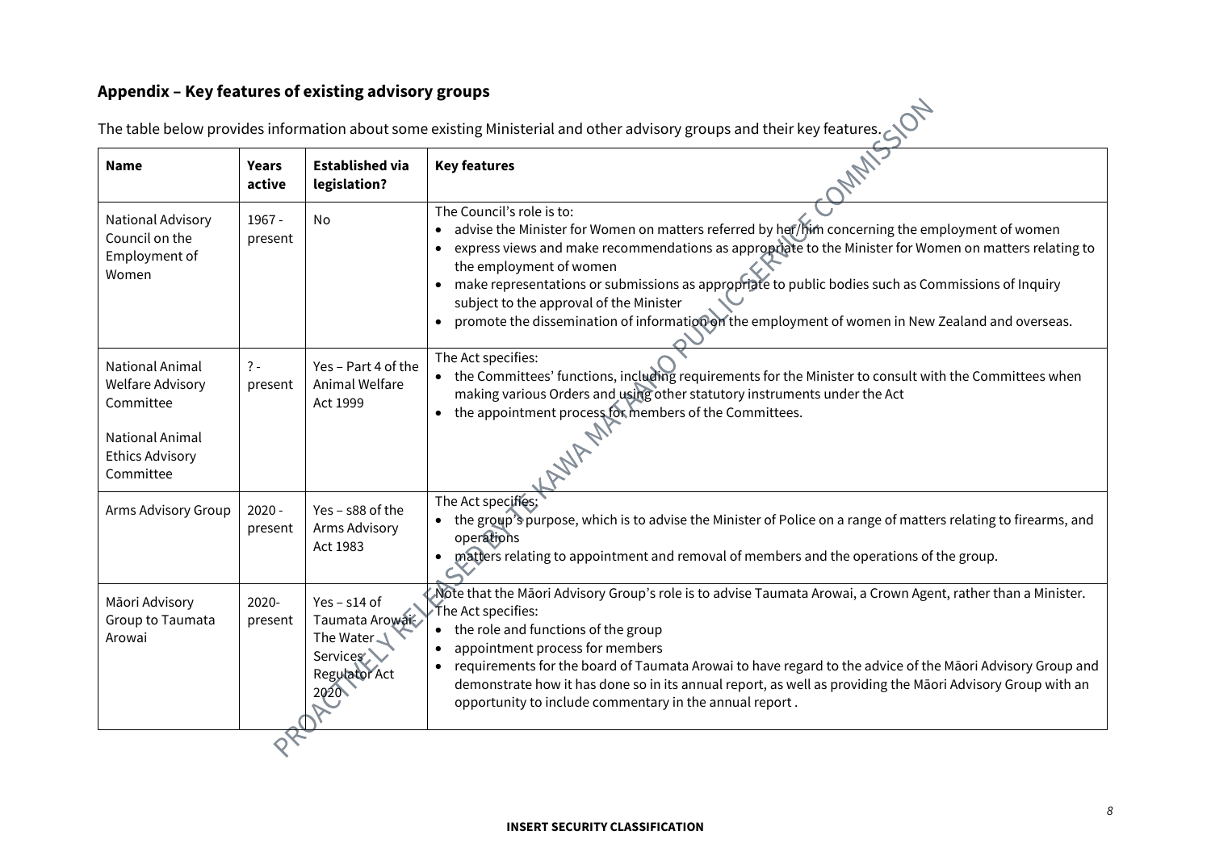## Appendix – Key features of existing advisory groups

The table below provides information about some existing Ministerial and other advisory groups and their key features.

| Name | Years active | Established via legislation? | Key features |
|---|---|---|---|
| National Advisory Council on the Employment of Women | 1967 - present | No | The Council's role is to:<br>• advise the Minister for Women on matters referred by her/him concerning the employment of women<br>• express views and make recommendations as appropriate to the Minister for Women on matters relating to the employment of women<br>• make representations or submissions as appropriate to public bodies such as Commissions of Inquiry subject to the approval of the Minister<br>• promote the dissemination of information on the employment of women in New Zealand and overseas. |
| National Animal Welfare Advisory Committee<br><br>National Animal Ethics Advisory Committee | ? - present | Yes – Part 4 of the Animal Welfare Act 1999 | The Act specifies:<br>• the Committees' functions, including requirements for the Minister to consult with the Committees when making various Orders and using other statutory instruments under the Act<br>• the appointment process for members of the Committees. |
| Arms Advisory Group | 2020 - present | Yes – s88 of the Arms Advisory Act 1983 | The Act specifies:<br>• the group's purpose, which is to advise the Minister of Police on a range of matters relating to firearms, and operations<br>• matters relating to appointment and removal of members and the operations of the group. |
| Māori Advisory Group to Taumata Arowai | 2020- present | Yes – s14 of Taumata Arowai-The Water Services Regulator Act 2020 | Note that the Māori Advisory Group's role is to advise Taumata Arowai, a Crown Agent, rather than a Minister. The Act specifies:<br>• the role and functions of the group<br>• appointment process for members<br>• requirements for the board of Taumata Arowai to have regard to the advice of the Māori Advisory Group and demonstrate how it has done so in its annual report, as well as providing the Māori Advisory Group with an opportunity to include commentary in the annual report . |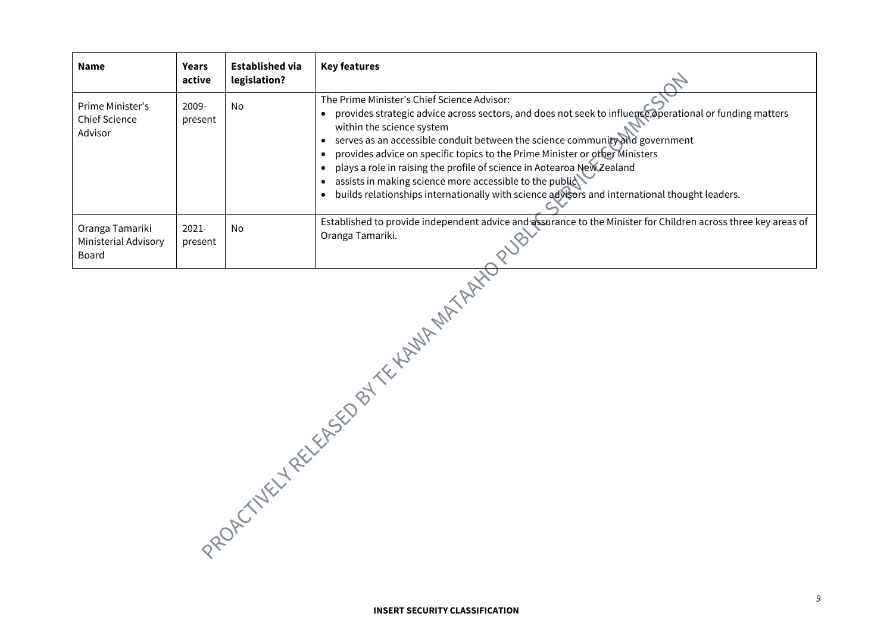| Name | Years active | Established via legislation? | Key features |
|---|---|---|---|
| Prime Minister's Chief Science Advisor | 2009-present | No | The Prime Minister's Chief Science Advisor:<br>• provides strategic advice across sectors, and does not seek to influence operational or funding matters within the science system<br>• serves as an accessible conduit between the science community and government<br>• provides advice on specific topics to the Prime Minister or other Ministers<br>• plays a role in raising the profile of science in Aotearoa New Zealand<br>• assists in making science more accessible to the public<br>• builds relationships internationally with science advisors and international thought leaders. |
| Oranga Tamariki Ministerial Advisory Board | 2021-present | No | Established to provide independent advice and assurance to the Minister for Children across three key areas of Oranga Tamariki. |